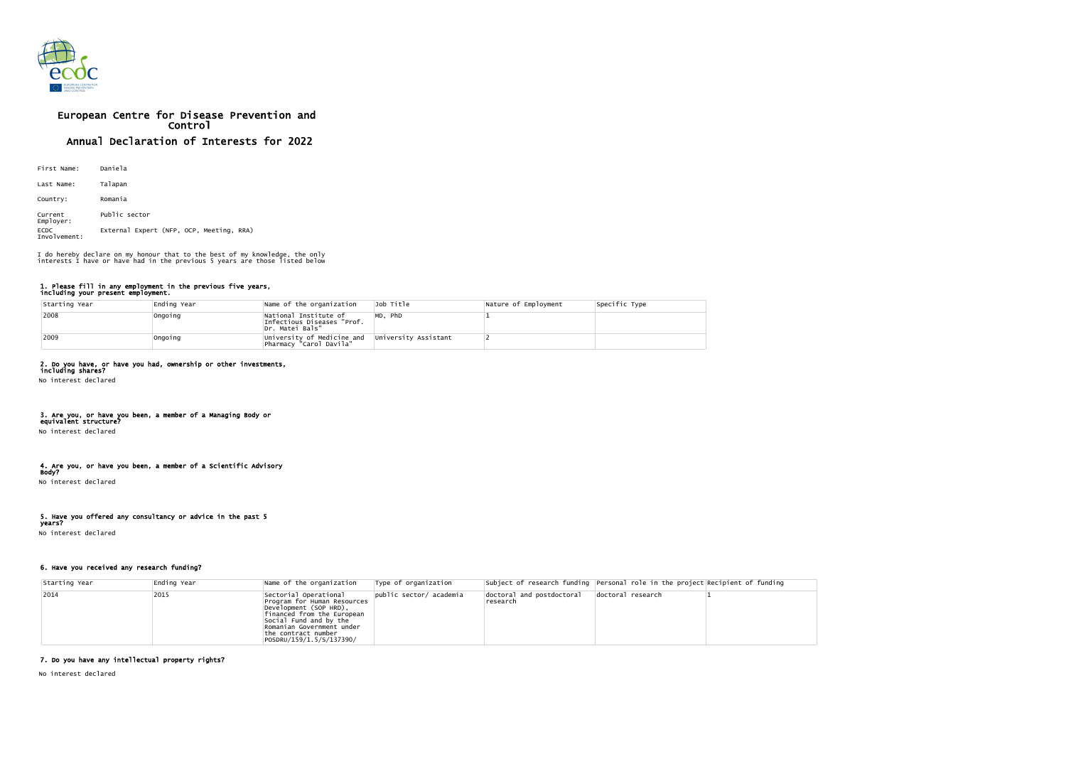# European Centre for Disease Prevention and Control

## Annual Declaration of Interests for 2022

First Name: Daniela

Last Name: Talapan

Country: Romania

Current Employer: Public sector

ECDC Involvement: External Expert (NFP, OCP, Meeting, RRA)

I do hereby declare on my honour that to the best of my knowledge, the only interests I have or have had in the previous 5 years are those listed below

### 1. Please fill in any employment in the previous five years, including your present employment.

| Starting Year | Ending Year | Name of the organization | Job Title | Nature of Employment | Specific Type |
|---|---|---|---|---|---|
| 2008 | Ongoing | National Institute of Infectious Diseases "Prof. Dr. Matei Bals" | MD, PhD | 1 | |
| 2009 | Ongoing | University of Medicine and Pharmacy "Carol Davila" | University Assistant | 2 | |

### 2. Do you have, or have you had, ownership or other investments, including shares?

No interest declared

### 3. Are you, or have you been, a member of a Managing Body or equivalent structure?

No interest declared

### 4. Are you, or have you been, a member of a Scientific Advisory Body?

No interest declared

### 5. Have you offered any consultancy or advice in the past 5 years?

No interest declared

### 6. Have you received any research funding?

| Starting Year | Ending Year | Name of the organization | Type of organization | Subject of research funding | Personal role in the project | Recipient of funding |
|---|---|---|---|---|---|---|
| 2014 | 2015 | Sectorial Operational Program for Human Resources Development (SOP HRD), financed from the European Social Fund and by the Romanian Government under the contract number POSDRU/159/1.5/S/137390/ | public sector/ academia | doctoral and postdoctoral research | doctoral research | 1 |

### 7. Do you have any intellectual property rights?

No interest declared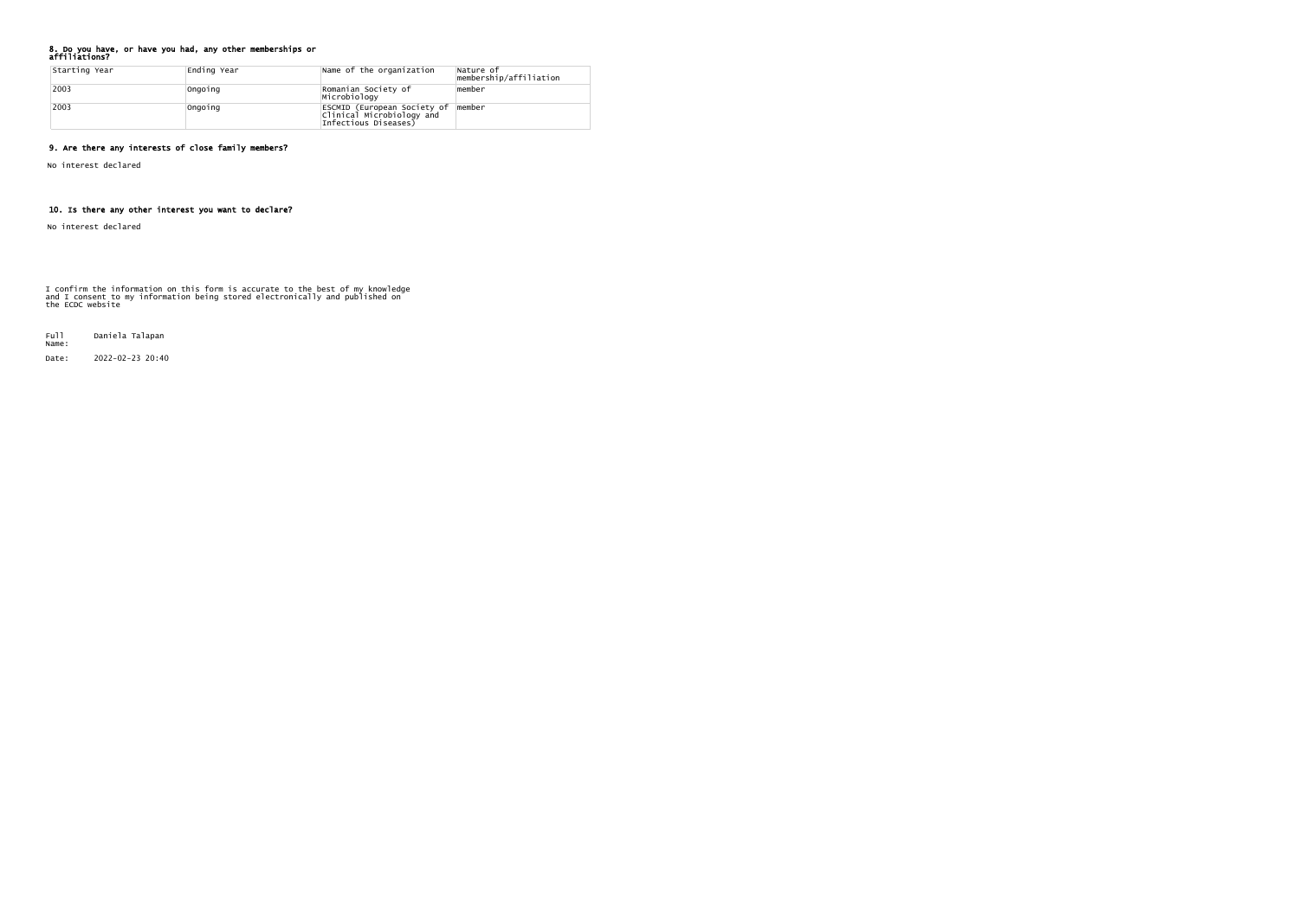### 8. Do you have, or have you had, any other memberships or affiliations?

| Starting Year | Ending Year | Name of the organization | Nature of membership/affiliation |
| --- | --- | --- | --- |
| 2003 | Ongoing | Romanian Society of Microbiology | member |
| 2003 | Ongoing | ESCMID (European Society of Clinical Microbiology and Infectious Diseases) | member |

### 9. Are there any interests of close family members?

No interest declared

### 10. Is there any other interest you want to declare?

No interest declared

I confirm the information on this form is accurate to the best of my knowledge and I consent to my information being stored electronically and published on the ECDC website

Full Name: Daniela Talapan

Date: 2022-02-23 20:40